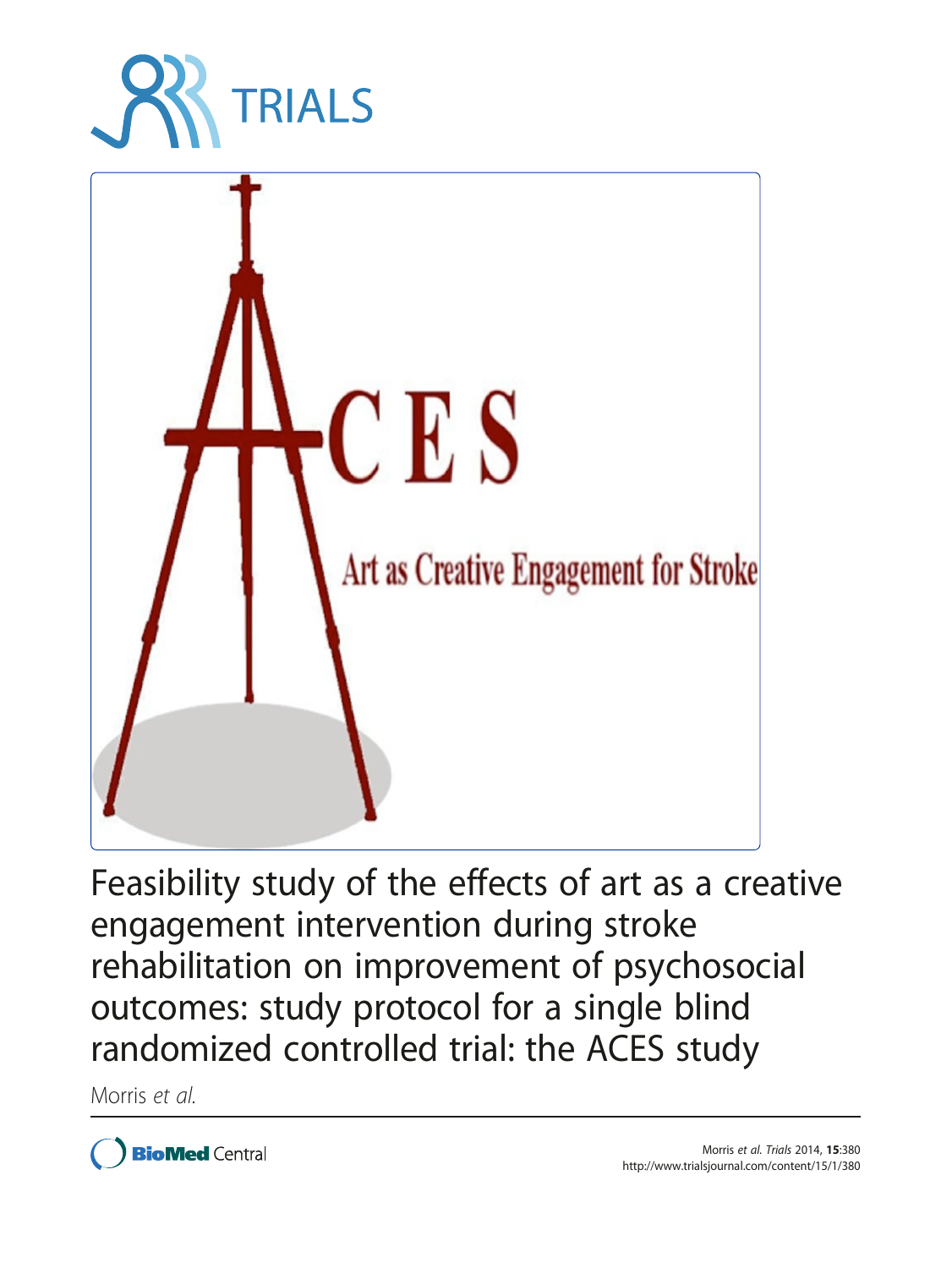# Feasibility study of the effects of art as a creative engagement intervention during stroke rehabilitation on improvement of psychosocial outcomes: study protocol for a single blind randomized controlled trial: the ACES study

Morris *et al.*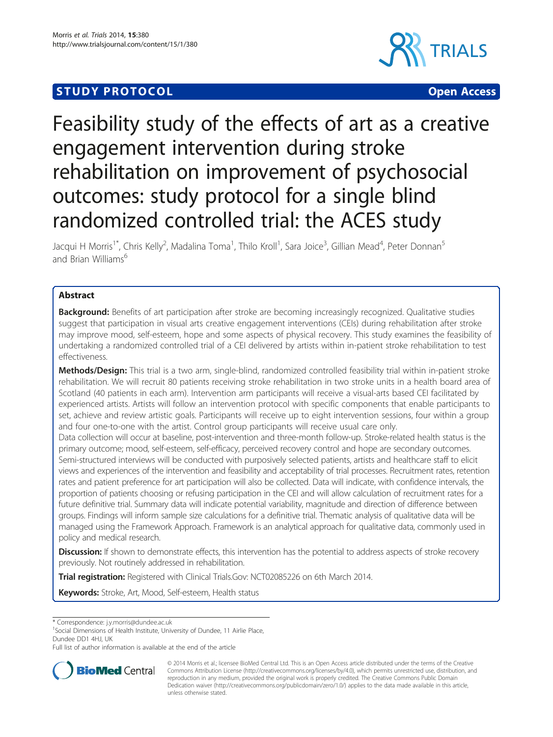# Feasibility study of the effects of art as a creative engagement intervention during stroke rehabilitation on improvement of psychosocial outcomes: study protocol for a single blind randomized controlled trial: the ACES study

Jacqui H Morris[1*], Chris Kelly[2], Madalina Toma[1], Thilo Kroll[1], Sara Joice[3], Gillian Mead[4], Peter Donnan[5] and Brian Williams[6]

## Abstract

**Background:** Benefits of art participation after stroke are becoming increasingly recognized. Qualitative studies suggest that participation in visual arts creative engagement interventions (CEIs) during rehabilitation after stroke may improve mood, self-esteem, hope and some aspects of physical recovery. This study examines the feasibility of undertaking a randomized controlled trial of a CEI delivered by artists within in-patient stroke rehabilitation to test effectiveness.

**Methods/Design:** This trial is a two arm, single-blind, randomized controlled feasibility trial within in-patient stroke rehabilitation. We will recruit 80 patients receiving stroke rehabilitation in two stroke units in a health board area of Scotland (40 patients in each arm). Intervention arm participants will receive a visual-arts based CEI facilitated by experienced artists. Artists will follow an intervention protocol with specific components that enable participants to set, achieve and review artistic goals. Participants will receive up to eight intervention sessions, four within a group and four one-to-one with the artist. Control group participants will receive usual care only.

Data collection will occur at baseline, post-intervention and three-month follow-up. Stroke-related health status is the primary outcome; mood, self-esteem, self-efficacy, perceived recovery control and hope are secondary outcomes. Semi-structured interviews will be conducted with purposively selected patients, artists and healthcare staff to elicit views and experiences of the intervention and feasibility and acceptability of trial processes. Recruitment rates, retention rates and patient preference for art participation will also be collected. Data will indicate, with confidence intervals, the proportion of patients choosing or refusing participation in the CEI and will allow calculation of recruitment rates for a future definitive trial. Summary data will indicate potential variability, magnitude and direction of difference between groups. Findings will inform sample size calculations for a definitive trial. Thematic analysis of qualitative data will be managed using the Framework Approach. Framework is an analytical approach for qualitative data, commonly used in policy and medical research.

**Discussion:** If shown to demonstrate effects, this intervention has the potential to address aspects of stroke recovery previously. Not routinely addressed in rehabilitation.

**Trial registration:** Registered with Clinical Trials.Gov: NCT02085226 on 6th March 2014.

**Keywords:** Stroke, Art, Mood, Self-esteem, Health status

\* Correspondence: j.y.morris@dundee.ac.uk
[1]Social Dimensions of Health Institute, University of Dundee, 11 Airlie Place, Dundee DD1 4HJ, UK
Full list of author information is available at the end of the article

© 2014 Morris et al.; licensee BioMed Central Ltd. This is an Open Access article distributed under the terms of the Creative Commons Attribution License (http://creativecommons.org/licenses/by/4.0), which permits unrestricted use, distribution, and reproduction in any medium, provided the original work is properly credited. The Creative Commons Public Domain Dedication waiver (http://creativecommons.org/publicdomain/zero/1.0/) applies to the data made available in this article, unless otherwise stated.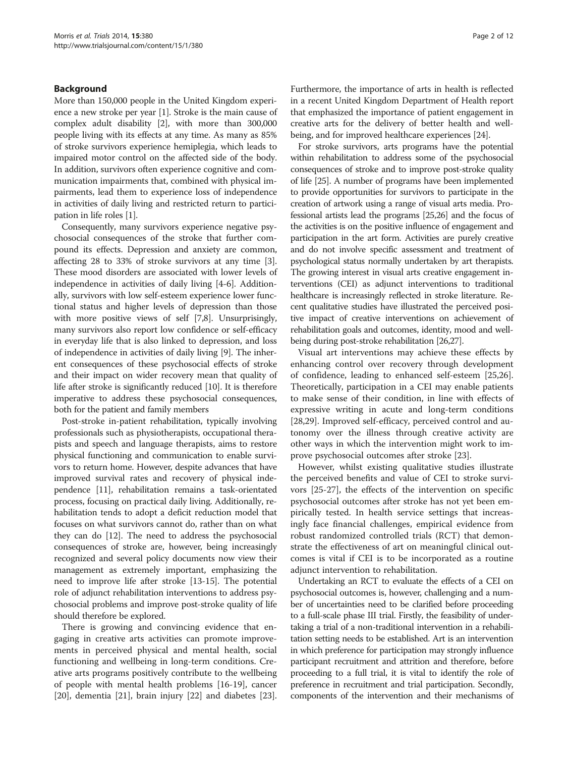## Background

More than 150,000 people in the United Kingdom experience a new stroke per year [1]. Stroke is the main cause of complex adult disability [2], with more than 300,000 people living with its effects at any time. As many as 85% of stroke survivors experience hemiplegia, which leads to impaired motor control on the affected side of the body. In addition, survivors often experience cognitive and communication impairments that, combined with physical impairments, lead them to experience loss of independence in activities of daily living and restricted return to participation in life roles [1].

Consequently, many survivors experience negative psychosocial consequences of the stroke that further compound its effects. Depression and anxiety are common, affecting 28 to 33% of stroke survivors at any time [3]. These mood disorders are associated with lower levels of independence in activities of daily living [4-6]. Additionally, survivors with low self-esteem experience lower functional status and higher levels of depression than those with more positive views of self [7,8]. Unsurprisingly, many survivors also report low confidence or self-efficacy in everyday life that is also linked to depression, and loss of independence in activities of daily living [9]. The inherent consequences of these psychosocial effects of stroke and their impact on wider recovery mean that quality of life after stroke is significantly reduced [10]. It is therefore imperative to address these psychosocial consequences, both for the patient and family members

Post-stroke in-patient rehabilitation, typically involving professionals such as physiotherapists, occupational therapists and speech and language therapists, aims to restore physical functioning and communication to enable survivors to return home. However, despite advances that have improved survival rates and recovery of physical independence [11], rehabilitation remains a task-orientated process, focusing on practical daily living. Additionally, rehabilitation tends to adopt a deficit reduction model that focuses on what survivors cannot do, rather than on what they can do [12]. The need to address the psychosocial consequences of stroke are, however, being increasingly recognized and several policy documents now view their management as extremely important, emphasizing the need to improve life after stroke [13-15]. The potential role of adjunct rehabilitation interventions to address psychosocial problems and improve post-stroke quality of life should therefore be explored.

There is growing and convincing evidence that engaging in creative arts activities can promote improvements in perceived physical and mental health, social functioning and wellbeing in long-term conditions. Creative arts programs positively contribute to the wellbeing of people with mental health problems [16-19], cancer [20], dementia [21], brain injury [22] and diabetes [23]. Furthermore, the importance of arts in health is reflected in a recent United Kingdom Department of Health report that emphasized the importance of patient engagement in creative arts for the delivery of better health and wellbeing, and for improved healthcare experiences [24].

For stroke survivors, arts programs have the potential within rehabilitation to address some of the psychosocial consequences of stroke and to improve post-stroke quality of life [25]. A number of programs have been implemented to provide opportunities for survivors to participate in the creation of artwork using a range of visual arts media. Professional artists lead the programs [25,26] and the focus of the activities is on the positive influence of engagement and participation in the art form. Activities are purely creative and do not involve specific assessment and treatment of psychological status normally undertaken by art therapists. The growing interest in visual arts creative engagement interventions (CEI) as adjunct interventions to traditional healthcare is increasingly reflected in stroke literature. Recent qualitative studies have illustrated the perceived positive impact of creative interventions on achievement of rehabilitation goals and outcomes, identity, mood and wellbeing during post-stroke rehabilitation [26,27].

Visual art interventions may achieve these effects by enhancing control over recovery through development of confidence, leading to enhanced self-esteem [25,26]. Theoretically, participation in a CEI may enable patients to make sense of their condition, in line with effects of expressive writing in acute and long-term conditions [28,29]. Improved self-efficacy, perceived control and autonomy over the illness through creative activity are other ways in which the intervention might work to improve psychosocial outcomes after stroke [23].

However, whilst existing qualitative studies illustrate the perceived benefits and value of CEI to stroke survivors [25-27], the effects of the intervention on specific psychosocial outcomes after stroke has not yet been empirically tested. In health service settings that increasingly face financial challenges, empirical evidence from robust randomized controlled trials (RCT) that demonstrate the effectiveness of art on meaningful clinical outcomes is vital if CEI is to be incorporated as a routine adjunct intervention to rehabilitation.

Undertaking an RCT to evaluate the effects of a CEI on psychosocial outcomes is, however, challenging and a number of uncertainties need to be clarified before proceeding to a full-scale phase III trial. Firstly, the feasibility of undertaking a trial of a non-traditional intervention in a rehabilitation setting needs to be established. Art is an intervention in which preference for participation may strongly influence participant recruitment and attrition and therefore, before proceeding to a full trial, it is vital to identify the role of preference in recruitment and trial participation. Secondly, components of the intervention and their mechanisms of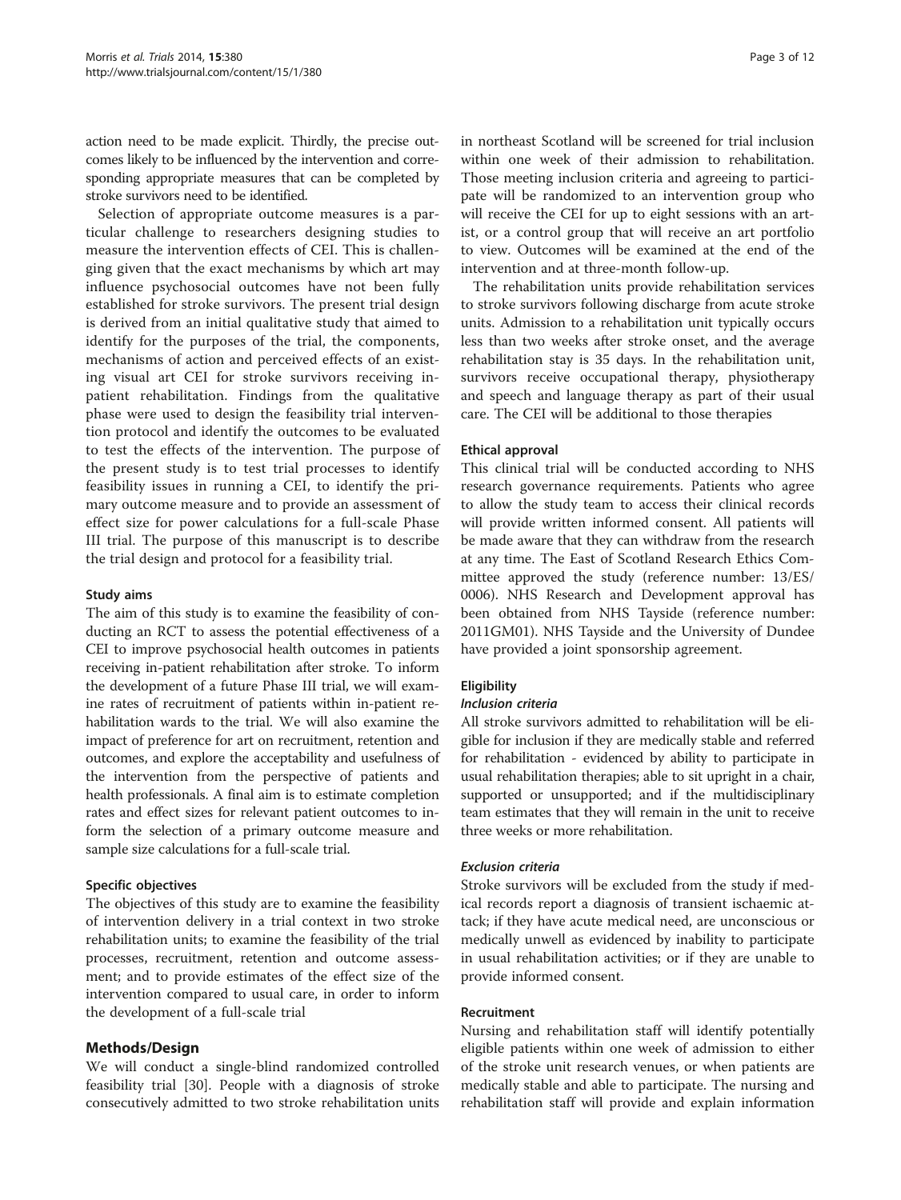action need to be made explicit. Thirdly, the precise outcomes likely to be influenced by the intervention and corresponding appropriate measures that can be completed by stroke survivors need to be identified.

Selection of appropriate outcome measures is a particular challenge to researchers designing studies to measure the intervention effects of CEI. This is challenging given that the exact mechanisms by which art may influence psychosocial outcomes have not been fully established for stroke survivors. The present trial design is derived from an initial qualitative study that aimed to identify for the purposes of the trial, the components, mechanisms of action and perceived effects of an existing visual art CEI for stroke survivors receiving in-patient rehabilitation. Findings from the qualitative phase were used to design the feasibility trial intervention protocol and identify the outcomes to be evaluated to test the effects of the intervention. The purpose of the present study is to test trial processes to identify feasibility issues in running a CEI, to identify the primary outcome measure and to provide an assessment of effect size for power calculations for a full-scale Phase III trial. The purpose of this manuscript is to describe the trial design and protocol for a feasibility trial.

### Study aims

The aim of this study is to examine the feasibility of conducting an RCT to assess the potential effectiveness of a CEI to improve psychosocial health outcomes in patients receiving in-patient rehabilitation after stroke. To inform the development of a future Phase III trial, we will examine rates of recruitment of patients within in-patient rehabilitation wards to the trial. We will also examine the impact of preference for art on recruitment, retention and outcomes, and explore the acceptability and usefulness of the intervention from the perspective of patients and health professionals. A final aim is to estimate completion rates and effect sizes for relevant patient outcomes to inform the selection of a primary outcome measure and sample size calculations for a full-scale trial.

### Specific objectives

The objectives of this study are to examine the feasibility of intervention delivery in a trial context in two stroke rehabilitation units; to examine the feasibility of the trial processes, recruitment, retention and outcome assessment; and to provide estimates of the effect size of the intervention compared to usual care, in order to inform the development of a full-scale trial

## Methods/Design

We will conduct a single-blind randomized controlled feasibility trial [30]. People with a diagnosis of stroke consecutively admitted to two stroke rehabilitation units in northeast Scotland will be screened for trial inclusion within one week of their admission to rehabilitation. Those meeting inclusion criteria and agreeing to participate will be randomized to an intervention group who will receive the CEI for up to eight sessions with an artist, or a control group that will receive an art portfolio to view. Outcomes will be examined at the end of the intervention and at three-month follow-up.

The rehabilitation units provide rehabilitation services to stroke survivors following discharge from acute stroke units. Admission to a rehabilitation unit typically occurs less than two weeks after stroke onset, and the average rehabilitation stay is 35 days. In the rehabilitation unit, survivors receive occupational therapy, physiotherapy and speech and language therapy as part of their usual care. The CEI will be additional to those therapies

### Ethical approval

This clinical trial will be conducted according to NHS research governance requirements. Patients who agree to allow the study team to access their clinical records will provide written informed consent. All patients will be made aware that they can withdraw from the research at any time. The East of Scotland Research Ethics Committee approved the study (reference number: 13/ES/0006). NHS Research and Development approval has been obtained from NHS Tayside (reference number: 2011GM01). NHS Tayside and the University of Dundee have provided a joint sponsorship agreement.

### Eligibility

#### *Inclusion criteria*

All stroke survivors admitted to rehabilitation will be eligible for inclusion if they are medically stable and referred for rehabilitation - evidenced by ability to participate in usual rehabilitation therapies; able to sit upright in a chair, supported or unsupported; and if the multidisciplinary team estimates that they will remain in the unit to receive three weeks or more rehabilitation.

#### *Exclusion criteria*

Stroke survivors will be excluded from the study if medical records report a diagnosis of transient ischaemic attack; if they have acute medical need, are unconscious or medically unwell as evidenced by inability to participate in usual rehabilitation activities; or if they are unable to provide informed consent.

### Recruitment

Nursing and rehabilitation staff will identify potentially eligible patients within one week of admission to either of the stroke unit research venues, or when patients are medically stable and able to participate. The nursing and rehabilitation staff will provide and explain information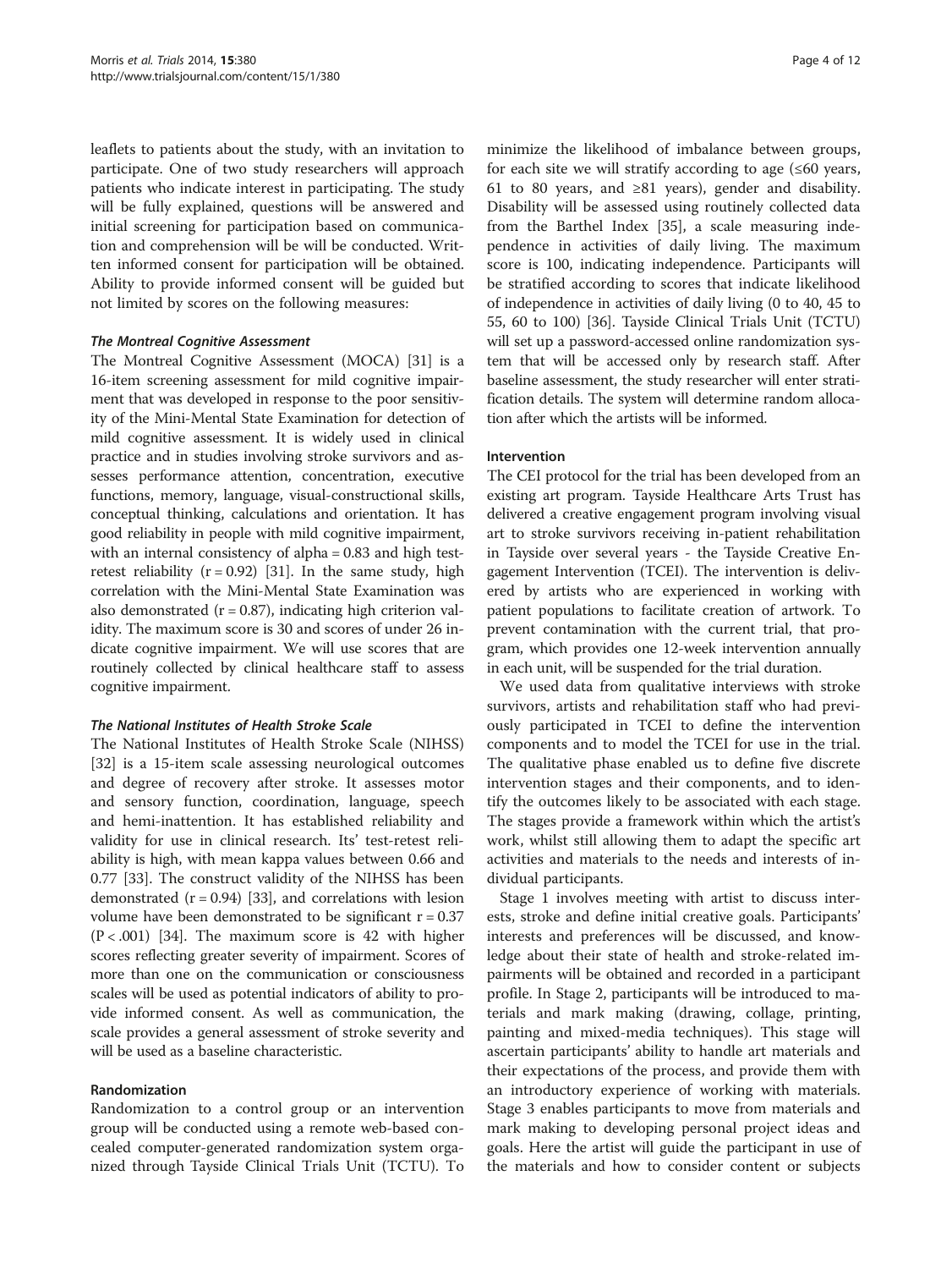leaflets to patients about the study, with an invitation to participate. One of two study researchers will approach patients who indicate interest in participating. The study will be fully explained, questions will be answered and initial screening for participation based on communication and comprehension will be will be conducted. Written informed consent for participation will be obtained. Ability to provide informed consent will be guided but not limited by scores on the following measures:

#### *The Montreal Cognitive Assessment*

The Montreal Cognitive Assessment (MOCA) [31] is a 16-item screening assessment for mild cognitive impairment that was developed in response to the poor sensitivity of the Mini-Mental State Examination for detection of mild cognitive assessment. It is widely used in clinical practice and in studies involving stroke survivors and assesses performance attention, concentration, executive functions, memory, language, visual-constructional skills, conceptual thinking, calculations and orientation. It has good reliability in people with mild cognitive impairment, with an internal consistency of alpha = 0.83 and high test-retest reliability (r = 0.92) [31]. In the same study, high correlation with the Mini-Mental State Examination was also demonstrated (r = 0.87), indicating high criterion validity. The maximum score is 30 and scores of under 26 indicate cognitive impairment. We will use scores that are routinely collected by clinical healthcare staff to assess cognitive impairment.

#### *The National Institutes of Health Stroke Scale*

The National Institutes of Health Stroke Scale (NIHSS) [32] is a 15-item scale assessing neurological outcomes and degree of recovery after stroke. It assesses motor and sensory function, coordination, language, speech and hemi-inattention. It has established reliability and validity for use in clinical research. Its' test-retest reliability is high, with mean kappa values between 0.66 and 0.77 [33]. The construct validity of the NIHSS has been demonstrated (r = 0.94) [33], and correlations with lesion volume have been demonstrated to be significant r = 0.37 (P < .001) [34]. The maximum score is 42 with higher scores reflecting greater severity of impairment. Scores of more than one on the communication or consciousness scales will be used as potential indicators of ability to provide informed consent. As well as communication, the scale provides a general assessment of stroke severity and will be used as a baseline characteristic.

### Randomization

Randomization to a control group or an intervention group will be conducted using a remote web-based concealed computer-generated randomization system organized through Tayside Clinical Trials Unit (TCTU). To minimize the likelihood of imbalance between groups, for each site we will stratify according to age (≤60 years, 61 to 80 years, and ≥81 years), gender and disability. Disability will be assessed using routinely collected data from the Barthel Index [35], a scale measuring independence in activities of daily living. The maximum score is 100, indicating independence. Participants will be stratified according to scores that indicate likelihood of independence in activities of daily living (0 to 40, 45 to 55, 60 to 100) [36]. Tayside Clinical Trials Unit (TCTU) will set up a password-accessed online randomization system that will be accessed only by research staff. After baseline assessment, the study researcher will enter stratification details. The system will determine random allocation after which the artists will be informed.

### Intervention

The CEI protocol for the trial has been developed from an existing art program. Tayside Healthcare Arts Trust has delivered a creative engagement program involving visual art to stroke survivors receiving in-patient rehabilitation in Tayside over several years - the Tayside Creative Engagement Intervention (TCEI). The intervention is delivered by artists who are experienced in working with patient populations to facilitate creation of artwork. To prevent contamination with the current trial, that program, which provides one 12-week intervention annually in each unit, will be suspended for the trial duration.

We used data from qualitative interviews with stroke survivors, artists and rehabilitation staff who had previously participated in TCEI to define the intervention components and to model the TCEI for use in the trial. The qualitative phase enabled us to define five discrete intervention stages and their components, and to identify the outcomes likely to be associated with each stage. The stages provide a framework within which the artist's work, whilst still allowing them to adapt the specific art activities and materials to the needs and interests of individual participants.

Stage 1 involves meeting with artist to discuss interests, stroke and define initial creative goals. Participants' interests and preferences will be discussed, and knowledge about their state of health and stroke-related impairments will be obtained and recorded in a participant profile. In Stage 2, participants will be introduced to materials and mark making (drawing, collage, printing, painting and mixed-media techniques). This stage will ascertain participants' ability to handle art materials and their expectations of the process, and provide them with an introductory experience of working with materials. Stage 3 enables participants to move from materials and mark making to developing personal project ideas and goals. Here the artist will guide the participant in use of the materials and how to consider content or subjects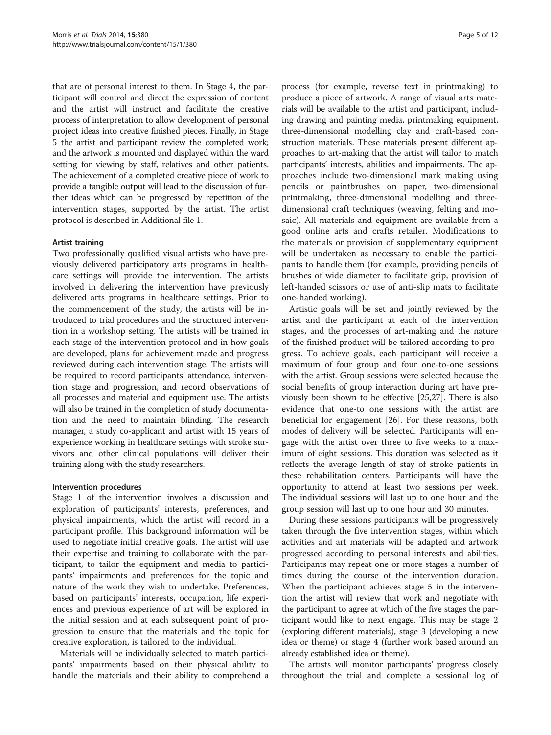that are of personal interest to them. In Stage 4, the participant will control and direct the expression of content and the artist will instruct and facilitate the creative process of interpretation to allow development of personal project ideas into creative finished pieces. Finally, in Stage 5 the artist and participant review the completed work; and the artwork is mounted and displayed within the ward setting for viewing by staff, relatives and other patients. The achievement of a completed creative piece of work to provide a tangible output will lead to the discussion of further ideas which can be progressed by repetition of the intervention stages, supported by the artist. The artist protocol is described in Additional file 1.

#### Artist training

Two professionally qualified visual artists who have previously delivered participatory arts programs in healthcare settings will provide the intervention. The artists involved in delivering the intervention have previously delivered arts programs in healthcare settings. Prior to the commencement of the study, the artists will be introduced to trial procedures and the structured intervention in a workshop setting. The artists will be trained in each stage of the intervention protocol and in how goals are developed, plans for achievement made and progress reviewed during each intervention stage. The artists will be required to record participants' attendance, intervention stage and progression, and record observations of all processes and material and equipment use. The artists will also be trained in the completion of study documentation and the need to maintain blinding. The research manager, a study co-applicant and artist with 15 years of experience working in healthcare settings with stroke survivors and other clinical populations will deliver their training along with the study researchers.

#### Intervention procedures

Stage 1 of the intervention involves a discussion and exploration of participants' interests, preferences, and physical impairments, which the artist will record in a participant profile. This background information will be used to negotiate initial creative goals. The artist will use their expertise and training to collaborate with the participant, to tailor the equipment and media to participants' impairments and preferences for the topic and nature of the work they wish to undertake. Preferences, based on participants' interests, occupation, life experiences and previous experience of art will be explored in the initial session and at each subsequent point of progression to ensure that the materials and the topic for creative exploration, is tailored to the individual.

Materials will be individually selected to match participants' impairments based on their physical ability to handle the materials and their ability to comprehend a process (for example, reverse text in printmaking) to produce a piece of artwork. A range of visual arts materials will be available to the artist and participant, including drawing and painting media, printmaking equipment, three-dimensional modelling clay and craft-based construction materials. These materials present different approaches to art-making that the artist will tailor to match participants' interests, abilities and impairments. The approaches include two-dimensional mark making using pencils or paintbrushes on paper, two-dimensional printmaking, three-dimensional modelling and three-dimensional craft techniques (weaving, felting and mosaic). All materials and equipment are available from a good online arts and crafts retailer. Modifications to the materials or provision of supplementary equipment will be undertaken as necessary to enable the participants to handle them (for example, providing pencils of brushes of wide diameter to facilitate grip, provision of left-handed scissors or use of anti-slip mats to facilitate one-handed working).

Artistic goals will be set and jointly reviewed by the artist and the participant at each of the intervention stages, and the processes of art-making and the nature of the finished product will be tailored according to progress. To achieve goals, each participant will receive a maximum of four group and four one-to-one sessions with the artist. Group sessions were selected because the social benefits of group interaction during art have previously been shown to be effective [25,27]. There is also evidence that one-to one sessions with the artist are beneficial for engagement [26]. For these reasons, both modes of delivery will be selected. Participants will engage with the artist over three to five weeks to a maximum of eight sessions. This duration was selected as it reflects the average length of stay of stroke patients in these rehabilitation centers. Participants will have the opportunity to attend at least two sessions per week. The individual sessions will last up to one hour and the group session will last up to one hour and 30 minutes.

During these sessions participants will be progressively taken through the five intervention stages, within which activities and art materials will be adapted and artwork progressed according to personal interests and abilities. Participants may repeat one or more stages a number of times during the course of the intervention duration. When the participant achieves stage 5 in the intervention the artist will review that work and negotiate with the participant to agree at which of the five stages the participant would like to next engage. This may be stage 2 (exploring different materials), stage 3 (developing a new idea or theme) or stage 4 (further work based around an already established idea or theme).

The artists will monitor participants' progress closely throughout the trial and complete a sessional log of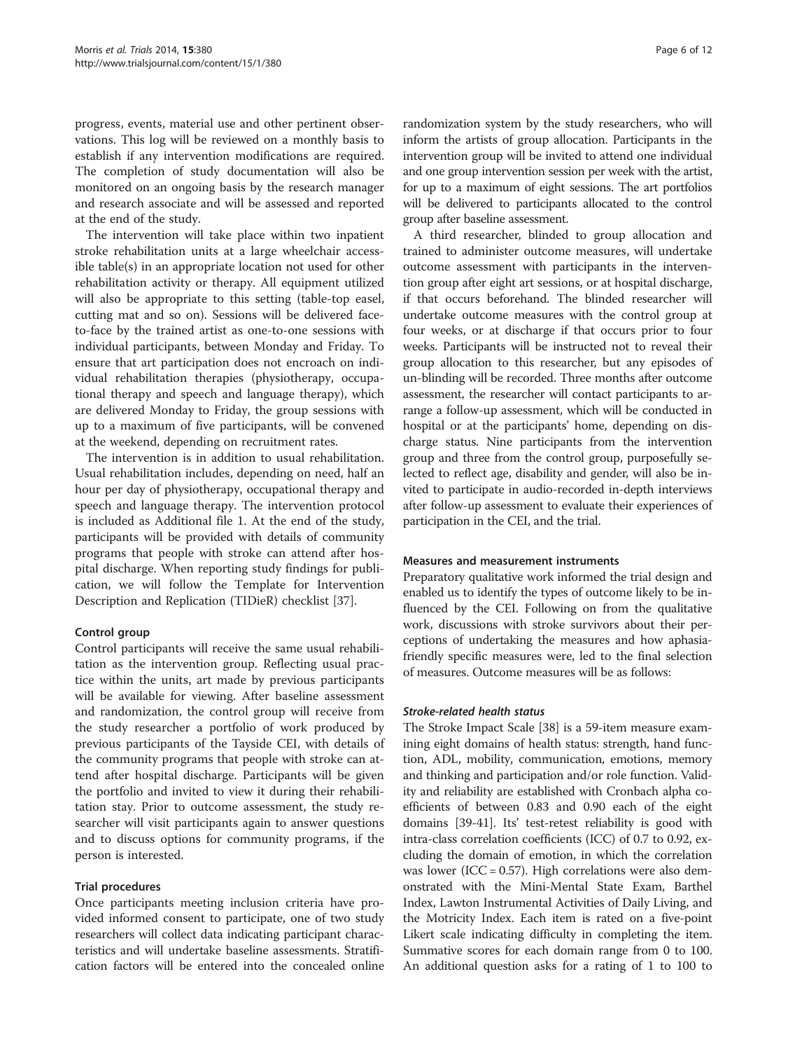progress, events, material use and other pertinent observations. This log will be reviewed on a monthly basis to establish if any intervention modifications are required. The completion of study documentation will also be monitored on an ongoing basis by the research manager and research associate and will be assessed and reported at the end of the study.

The intervention will take place within two inpatient stroke rehabilitation units at a large wheelchair accessible table(s) in an appropriate location not used for other rehabilitation activity or therapy. All equipment utilized will also be appropriate to this setting (table-top easel, cutting mat and so on). Sessions will be delivered face-to-face by the trained artist as one-to-one sessions with individual participants, between Monday and Friday. To ensure that art participation does not encroach on individual rehabilitation therapies (physiotherapy, occupational therapy and speech and language therapy), which are delivered Monday to Friday, the group sessions with up to a maximum of five participants, will be convened at the weekend, depending on recruitment rates.

The intervention is in addition to usual rehabilitation. Usual rehabilitation includes, depending on need, half an hour per day of physiotherapy, occupational therapy and speech and language therapy. The intervention protocol is included as Additional file 1. At the end of the study, participants will be provided with details of community programs that people with stroke can attend after hospital discharge. When reporting study findings for publication, we will follow the Template for Intervention Description and Replication (TIDieR) checklist [37].

### Control group

Control participants will receive the same usual rehabilitation as the intervention group. Reflecting usual practice within the units, art made by previous participants will be available for viewing. After baseline assessment and randomization, the control group will receive from the study researcher a portfolio of work produced by previous participants of the Tayside CEI, with details of the community programs that people with stroke can attend after hospital discharge. Participants will be given the portfolio and invited to view it during their rehabilitation stay. Prior to outcome assessment, the study researcher will visit participants again to answer questions and to discuss options for community programs, if the person is interested.

### Trial procedures

Once participants meeting inclusion criteria have provided informed consent to participate, one of two study researchers will collect data indicating participant characteristics and will undertake baseline assessments. Stratification factors will be entered into the concealed online randomization system by the study researchers, who will inform the artists of group allocation. Participants in the intervention group will be invited to attend one individual and one group intervention session per week with the artist, for up to a maximum of eight sessions. The art portfolios will be delivered to participants allocated to the control group after baseline assessment.

A third researcher, blinded to group allocation and trained to administer outcome measures, will undertake outcome assessment with participants in the intervention group after eight art sessions, or at hospital discharge, if that occurs beforehand. The blinded researcher will undertake outcome measures with the control group at four weeks, or at discharge if that occurs prior to four weeks. Participants will be instructed not to reveal their group allocation to this researcher, but any episodes of un-blinding will be recorded. Three months after outcome assessment, the researcher will contact participants to arrange a follow-up assessment, which will be conducted in hospital or at the participants' home, depending on discharge status. Nine participants from the intervention group and three from the control group, purposefully selected to reflect age, disability and gender, will also be invited to participate in audio-recorded in-depth interviews after follow-up assessment to evaluate their experiences of participation in the CEI, and the trial.

### Measures and measurement instruments

Preparatory qualitative work informed the trial design and enabled us to identify the types of outcome likely to be influenced by the CEI. Following on from the qualitative work, discussions with stroke survivors about their perceptions of undertaking the measures and how aphasia-friendly specific measures were, led to the final selection of measures. Outcome measures will be as follows:

#### *Stroke-related health status*

The Stroke Impact Scale [38] is a 59-item measure examining eight domains of health status: strength, hand function, ADL, mobility, communication, emotions, memory and thinking and participation and/or role function. Validity and reliability are established with Cronbach alpha coefficients of between 0.83 and 0.90 each of the eight domains [39-41]. Its' test-retest reliability is good with intra-class correlation coefficients (ICC) of 0.7 to 0.92, excluding the domain of emotion, in which the correlation was lower (ICC = 0.57). High correlations were also demonstrated with the Mini-Mental State Exam, Barthel Index, Lawton Instrumental Activities of Daily Living, and the Motricity Index. Each item is rated on a five-point Likert scale indicating difficulty in completing the item. Summative scores for each domain range from 0 to 100. An additional question asks for a rating of 1 to 100 to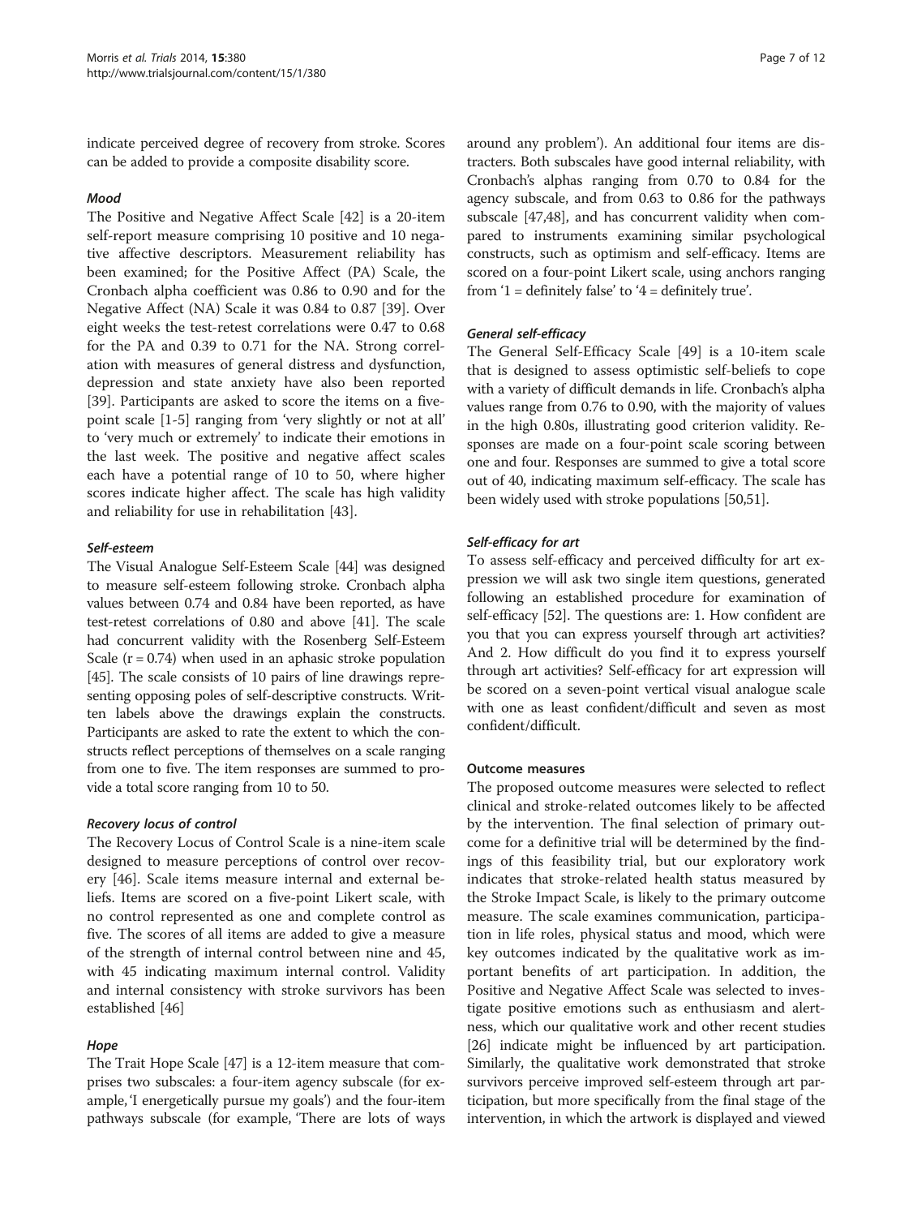indicate perceived degree of recovery from stroke. Scores can be added to provide a composite disability score.

#### *Mood*

The Positive and Negative Affect Scale [42] is a 20-item self-report measure comprising 10 positive and 10 negative affective descriptors. Measurement reliability has been examined; for the Positive Affect (PA) Scale, the Cronbach alpha coefficient was 0.86 to 0.90 and for the Negative Affect (NA) Scale it was 0.84 to 0.87 [39]. Over eight weeks the test-retest correlations were 0.47 to 0.68 for the PA and 0.39 to 0.71 for the NA. Strong correlation with measures of general distress and dysfunction, depression and state anxiety have also been reported [39]. Participants are asked to score the items on a five-point scale [1-5] ranging from 'very slightly or not at all' to 'very much or extremely' to indicate their emotions in the last week. The positive and negative affect scales each have a potential range of 10 to 50, where higher scores indicate higher affect. The scale has high validity and reliability for use in rehabilitation [43].

#### *Self-esteem*

The Visual Analogue Self-Esteem Scale [44] was designed to measure self-esteem following stroke. Cronbach alpha values between 0.74 and 0.84 have been reported, as have test-retest correlations of 0.80 and above [41]. The scale had concurrent validity with the Rosenberg Self-Esteem Scale ($r = 0.74$) when used in an aphasic stroke population [45]. The scale consists of 10 pairs of line drawings representing opposing poles of self-descriptive constructs. Written labels above the drawings explain the constructs. Participants are asked to rate the extent to which the constructs reflect perceptions of themselves on a scale ranging from one to five. The item responses are summed to provide a total score ranging from 10 to 50.

#### *Recovery locus of control*

The Recovery Locus of Control Scale is a nine-item scale designed to measure perceptions of control over recovery [46]. Scale items measure internal and external beliefs. Items are scored on a five-point Likert scale, with no control represented as one and complete control as five. The scores of all items are added to give a measure of the strength of internal control between nine and 45, with 45 indicating maximum internal control. Validity and internal consistency with stroke survivors has been established [46]

#### *Hope*

The Trait Hope Scale [47] is a 12-item measure that comprises two subscales: a four-item agency subscale (for example, 'I energetically pursue my goals') and the four-item pathways subscale (for example, 'There are lots of ways around any problem'). An additional four items are distracters. Both subscales have good internal reliability, with Cronbach's alphas ranging from 0.70 to 0.84 for the agency subscale, and from 0.63 to 0.86 for the pathways subscale [47,48], and has concurrent validity when compared to instruments examining similar psychological constructs, such as optimism and self-efficacy. Items are scored on a four-point Likert scale, using anchors ranging from '1 = definitely false' to '4 = definitely true'.

#### *General self-efficacy*

The General Self-Efficacy Scale [49] is a 10-item scale that is designed to assess optimistic self-beliefs to cope with a variety of difficult demands in life. Cronbach's alpha values range from 0.76 to 0.90, with the majority of values in the high 0.80s, illustrating good criterion validity. Responses are made on a four-point scale scoring between one and four. Responses are summed to give a total score out of 40, indicating maximum self-efficacy. The scale has been widely used with stroke populations [50,51].

#### *Self-efficacy for art*

To assess self-efficacy and perceived difficulty for art expression we will ask two single item questions, generated following an established procedure for examination of self-efficacy [52]. The questions are: 1. How confident are you that you can express yourself through art activities? And 2. How difficult do you find it to express yourself through art activities? Self-efficacy for art expression will be scored on a seven-point vertical visual analogue scale with one as least confident/difficult and seven as most confident/difficult.

### **Outcome measures**

The proposed outcome measures were selected to reflect clinical and stroke-related outcomes likely to be affected by the intervention. The final selection of primary outcome for a definitive trial will be determined by the findings of this feasibility trial, but our exploratory work indicates that stroke-related health status measured by the Stroke Impact Scale, is likely to the primary outcome measure. The scale examines communication, participation in life roles, physical status and mood, which were key outcomes indicated by the qualitative work as important benefits of art participation. In addition, the Positive and Negative Affect Scale was selected to investigate positive emotions such as enthusiasm and alertness, which our qualitative work and other recent studies [26] indicate might be influenced by art participation. Similarly, the qualitative work demonstrated that stroke survivors perceive improved self-esteem through art participation, but more specifically from the final stage of the intervention, in which the artwork is displayed and viewed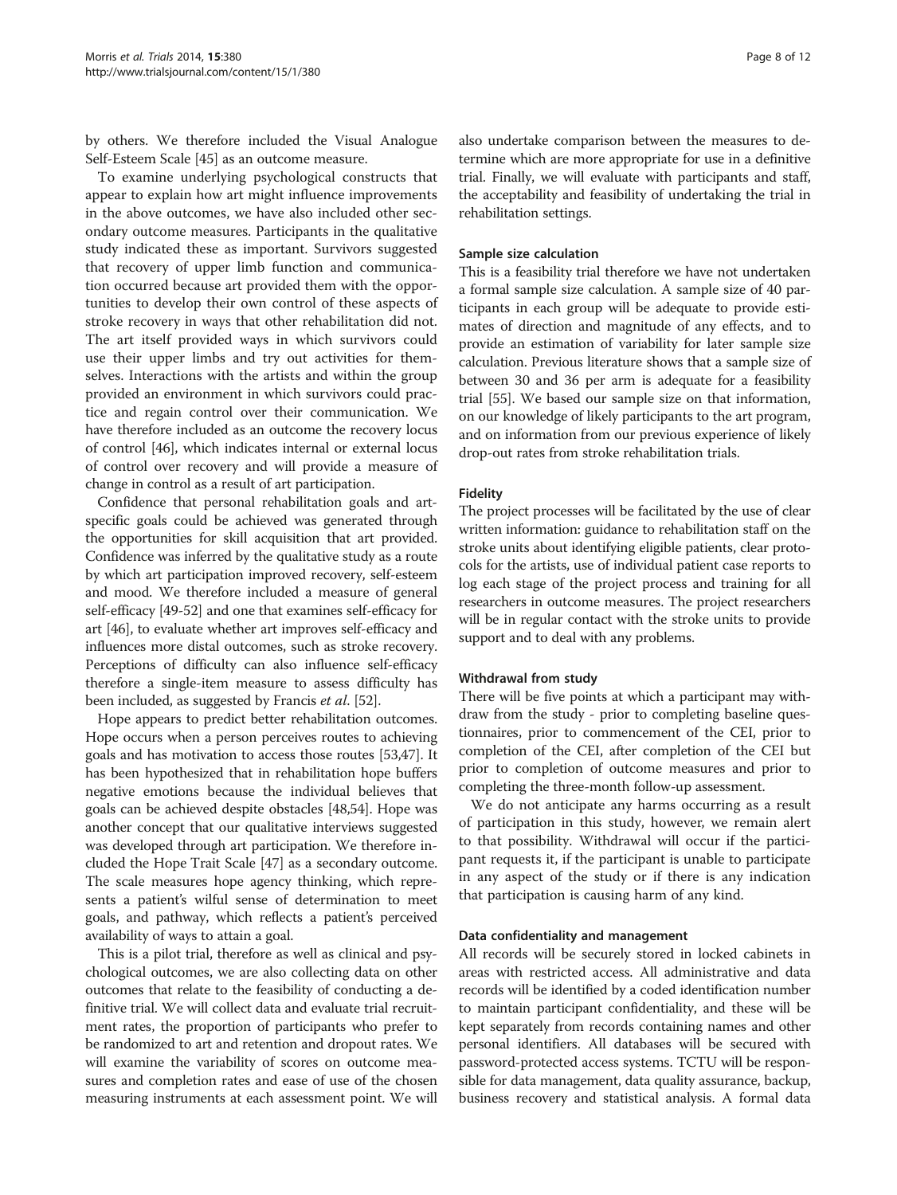by others. We therefore included the Visual Analogue Self-Esteem Scale [45] as an outcome measure.

To examine underlying psychological constructs that appear to explain how art might influence improvements in the above outcomes, we have also included other secondary outcome measures. Participants in the qualitative study indicated these as important. Survivors suggested that recovery of upper limb function and communication occurred because art provided them with the opportunities to develop their own control of these aspects of stroke recovery in ways that other rehabilitation did not. The art itself provided ways in which survivors could use their upper limbs and try out activities for themselves. Interactions with the artists and within the group provided an environment in which survivors could practice and regain control over their communication. We have therefore included as an outcome the recovery locus of control [46], which indicates internal or external locus of control over recovery and will provide a measure of change in control as a result of art participation.

Confidence that personal rehabilitation goals and art-specific goals could be achieved was generated through the opportunities for skill acquisition that art provided. Confidence was inferred by the qualitative study as a route by which art participation improved recovery, self-esteem and mood. We therefore included a measure of general self-efficacy [49-52] and one that examines self-efficacy for art [46], to evaluate whether art improves self-efficacy and influences more distal outcomes, such as stroke recovery. Perceptions of difficulty can also influence self-efficacy therefore a single-item measure to assess difficulty has been included, as suggested by Francis *et al*. [52].

Hope appears to predict better rehabilitation outcomes. Hope occurs when a person perceives routes to achieving goals and has motivation to access those routes [53,47]. It has been hypothesized that in rehabilitation hope buffers negative emotions because the individual believes that goals can be achieved despite obstacles [48,54]. Hope was another concept that our qualitative interviews suggested was developed through art participation. We therefore included the Hope Trait Scale [47] as a secondary outcome. The scale measures hope agency thinking, which represents a patient's wilful sense of determination to meet goals, and pathway, which reflects a patient's perceived availability of ways to attain a goal.

This is a pilot trial, therefore as well as clinical and psychological outcomes, we are also collecting data on other outcomes that relate to the feasibility of conducting a definitive trial. We will collect data and evaluate trial recruitment rates, the proportion of participants who prefer to be randomized to art and retention and dropout rates. We will examine the variability of scores on outcome measures and completion rates and ease of use of the chosen measuring instruments at each assessment point. We will also undertake comparison between the measures to determine which are more appropriate for use in a definitive trial. Finally, we will evaluate with participants and staff, the acceptability and feasibility of undertaking the trial in rehabilitation settings.

### Sample size calculation

This is a feasibility trial therefore we have not undertaken a formal sample size calculation. A sample size of 40 participants in each group will be adequate to provide estimates of direction and magnitude of any effects, and to provide an estimation of variability for later sample size calculation. Previous literature shows that a sample size of between 30 and 36 per arm is adequate for a feasibility trial [55]. We based our sample size on that information, on our knowledge of likely participants to the art program, and on information from our previous experience of likely drop-out rates from stroke rehabilitation trials.

### Fidelity

The project processes will be facilitated by the use of clear written information: guidance to rehabilitation staff on the stroke units about identifying eligible patients, clear protocols for the artists, use of individual patient case reports to log each stage of the project process and training for all researchers in outcome measures. The project researchers will be in regular contact with the stroke units to provide support and to deal with any problems.

### Withdrawal from study

There will be five points at which a participant may withdraw from the study - prior to completing baseline questionnaires, prior to commencement of the CEI, prior to completion of the CEI, after completion of the CEI but prior to completion of outcome measures and prior to completing the three-month follow-up assessment.

We do not anticipate any harms occurring as a result of participation in this study, however, we remain alert to that possibility. Withdrawal will occur if the participant requests it, if the participant is unable to participate in any aspect of the study or if there is any indication that participation is causing harm of any kind.

### Data confidentiality and management

All records will be securely stored in locked cabinets in areas with restricted access. All administrative and data records will be identified by a coded identification number to maintain participant confidentiality, and these will be kept separately from records containing names and other personal identifiers. All databases will be secured with password-protected access systems. TCTU will be responsible for data management, data quality assurance, backup, business recovery and statistical analysis. A formal data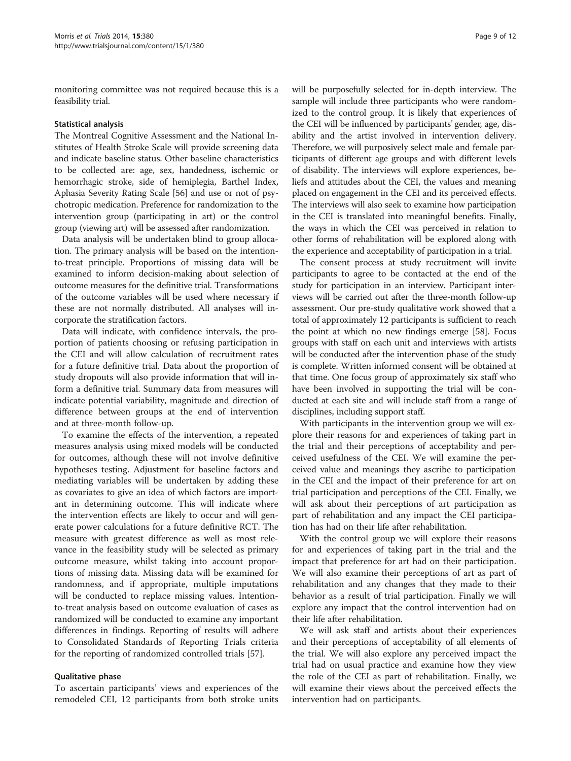monitoring committee was not required because this is a feasibility trial.

### Statistical analysis

The Montreal Cognitive Assessment and the National Institutes of Health Stroke Scale will provide screening data and indicate baseline status. Other baseline characteristics to be collected are: age, sex, handedness, ischemic or hemorrhagic stroke, side of hemiplegia, Barthel Index, Aphasia Severity Rating Scale [56] and use or not of psychotropic medication. Preference for randomization to the intervention group (participating in art) or the control group (viewing art) will be assessed after randomization.

Data analysis will be undertaken blind to group allocation. The primary analysis will be based on the intention-to-treat principle. Proportions of missing data will be examined to inform decision-making about selection of outcome measures for the definitive trial. Transformations of the outcome variables will be used where necessary if these are not normally distributed. All analyses will incorporate the stratification factors.

Data will indicate, with confidence intervals, the proportion of patients choosing or refusing participation in the CEI and will allow calculation of recruitment rates for a future definitive trial. Data about the proportion of study dropouts will also provide information that will inform a definitive trial. Summary data from measures will indicate potential variability, magnitude and direction of difference between groups at the end of intervention and at three-month follow-up.

To examine the effects of the intervention, a repeated measures analysis using mixed models will be conducted for outcomes, although these will not involve definitive hypotheses testing. Adjustment for baseline factors and mediating variables will be undertaken by adding these as covariates to give an idea of which factors are important in determining outcome. This will indicate where the intervention effects are likely to occur and will generate power calculations for a future definitive RCT. The measure with greatest difference as well as most relevance in the feasibility study will be selected as primary outcome measure, whilst taking into account proportions of missing data. Missing data will be examined for randomness, and if appropriate, multiple imputations will be conducted to replace missing values. Intention-to-treat analysis based on outcome evaluation of cases as randomized will be conducted to examine any important differences in findings. Reporting of results will adhere to Consolidated Standards of Reporting Trials criteria for the reporting of randomized controlled trials [57].

### Qualitative phase

To ascertain participants' views and experiences of the remodeled CEI, 12 participants from both stroke units will be purposefully selected for in-depth interview. The sample will include three participants who were randomized to the control group. It is likely that experiences of the CEI will be influenced by participants' gender, age, disability and the artist involved in intervention delivery. Therefore, we will purposively select male and female participants of different age groups and with different levels of disability. The interviews will explore experiences, beliefs and attitudes about the CEI, the values and meaning placed on engagement in the CEI and its perceived effects. The interviews will also seek to examine how participation in the CEI is translated into meaningful benefits. Finally, the ways in which the CEI was perceived in relation to other forms of rehabilitation will be explored along with the experience and acceptability of participation in a trial.

The consent process at study recruitment will invite participants to agree to be contacted at the end of the study for participation in an interview. Participant interviews will be carried out after the three-month follow-up assessment. Our pre-study qualitative work showed that a total of approximately 12 participants is sufficient to reach the point at which no new findings emerge [58]. Focus groups with staff on each unit and interviews with artists will be conducted after the intervention phase of the study is complete. Written informed consent will be obtained at that time. One focus group of approximately six staff who have been involved in supporting the trial will be conducted at each site and will include staff from a range of disciplines, including support staff.

With participants in the intervention group we will explore their reasons for and experiences of taking part in the trial and their perceptions of acceptability and perceived usefulness of the CEI. We will examine the perceived value and meanings they ascribe to participation in the CEI and the impact of their preference for art on trial participation and perceptions of the CEI. Finally, we will ask about their perceptions of art participation as part of rehabilitation and any impact the CEI participation has had on their life after rehabilitation.

With the control group we will explore their reasons for and experiences of taking part in the trial and the impact that preference for art had on their participation. We will also examine their perceptions of art as part of rehabilitation and any changes that they made to their behavior as a result of trial participation. Finally we will explore any impact that the control intervention had on their life after rehabilitation.

We will ask staff and artists about their experiences and their perceptions of acceptability of all elements of the trial. We will also explore any perceived impact the trial had on usual practice and examine how they view the role of the CEI as part of rehabilitation. Finally, we will examine their views about the perceived effects the intervention had on participants.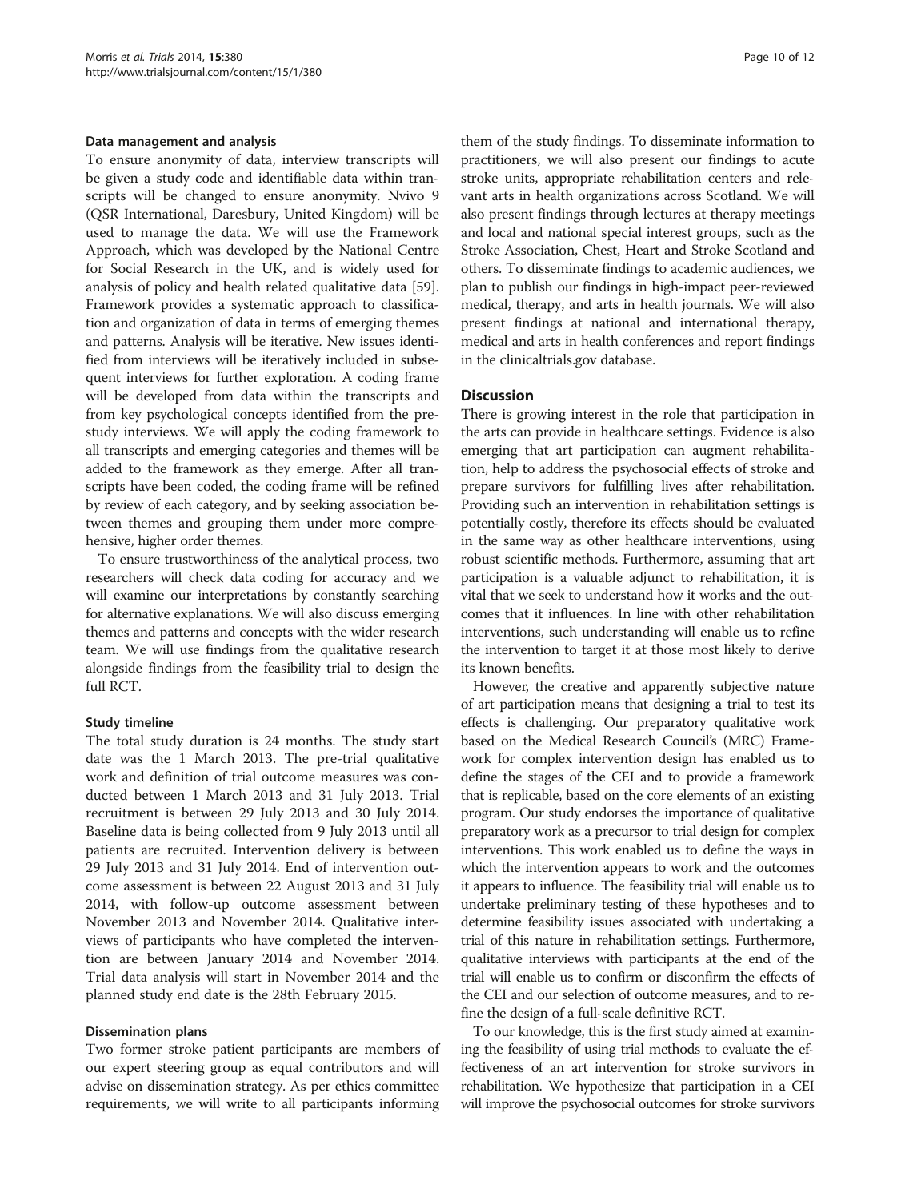### Data management and analysis

To ensure anonymity of data, interview transcripts will be given a study code and identifiable data within transcripts will be changed to ensure anonymity. Nvivo 9 (QSR International, Daresbury, United Kingdom) will be used to manage the data. We will use the Framework Approach, which was developed by the National Centre for Social Research in the UK, and is widely used for analysis of policy and health related qualitative data [59]. Framework provides a systematic approach to classification and organization of data in terms of emerging themes and patterns. Analysis will be iterative. New issues identified from interviews will be iteratively included in subsequent interviews for further exploration. A coding frame will be developed from data within the transcripts and from key psychological concepts identified from the pre-study interviews. We will apply the coding framework to all transcripts and emerging categories and themes will be added to the framework as they emerge. After all transcripts have been coded, the coding frame will be refined by review of each category, and by seeking association between themes and grouping them under more comprehensive, higher order themes.

To ensure trustworthiness of the analytical process, two researchers will check data coding for accuracy and we will examine our interpretations by constantly searching for alternative explanations. We will also discuss emerging themes and patterns and concepts with the wider research team. We will use findings from the qualitative research alongside findings from the feasibility trial to design the full RCT.

### Study timeline

The total study duration is 24 months. The study start date was the 1 March 2013. The pre-trial qualitative work and definition of trial outcome measures was conducted between 1 March 2013 and 31 July 2013. Trial recruitment is between 29 July 2013 and 30 July 2014. Baseline data is being collected from 9 July 2013 until all patients are recruited. Intervention delivery is between 29 July 2013 and 31 July 2014. End of intervention outcome assessment is between 22 August 2013 and 31 July 2014, with follow-up outcome assessment between November 2013 and November 2014. Qualitative interviews of participants who have completed the intervention are between January 2014 and November 2014. Trial data analysis will start in November 2014 and the planned study end date is the 28th February 2015.

### Dissemination plans

Two former stroke patient participants are members of our expert steering group as equal contributors and will advise on dissemination strategy. As per ethics committee requirements, we will write to all participants informing them of the study findings. To disseminate information to practitioners, we will also present our findings to acute stroke units, appropriate rehabilitation centers and relevant arts in health organizations across Scotland. We will also present findings through lectures at therapy meetings and local and national special interest groups, such as the Stroke Association, Chest, Heart and Stroke Scotland and others. To disseminate findings to academic audiences, we plan to publish our findings in high-impact peer-reviewed medical, therapy, and arts in health journals. We will also present findings at national and international therapy, medical and arts in health conferences and report findings in the clinicaltrials.gov database.

## Discussion

There is growing interest in the role that participation in the arts can provide in healthcare settings. Evidence is also emerging that art participation can augment rehabilitation, help to address the psychosocial effects of stroke and prepare survivors for fulfilling lives after rehabilitation. Providing such an intervention in rehabilitation settings is potentially costly, therefore its effects should be evaluated in the same way as other healthcare interventions, using robust scientific methods. Furthermore, assuming that art participation is a valuable adjunct to rehabilitation, it is vital that we seek to understand how it works and the outcomes that it influences. In line with other rehabilitation interventions, such understanding will enable us to refine the intervention to target it at those most likely to derive its known benefits.

However, the creative and apparently subjective nature of art participation means that designing a trial to test its effects is challenging. Our preparatory qualitative work based on the Medical Research Council's (MRC) Framework for complex intervention design has enabled us to define the stages of the CEI and to provide a framework that is replicable, based on the core elements of an existing program. Our study endorses the importance of qualitative preparatory work as a precursor to trial design for complex interventions. This work enabled us to define the ways in which the intervention appears to work and the outcomes it appears to influence. The feasibility trial will enable us to undertake preliminary testing of these hypotheses and to determine feasibility issues associated with undertaking a trial of this nature in rehabilitation settings. Furthermore, qualitative interviews with participants at the end of the trial will enable us to confirm or disconfirm the effects of the CEI and our selection of outcome measures, and to refine the design of a full-scale definitive RCT.

To our knowledge, this is the first study aimed at examining the feasibility of using trial methods to evaluate the effectiveness of an art intervention for stroke survivors in rehabilitation. We hypothesize that participation in a CEI will improve the psychosocial outcomes for stroke survivors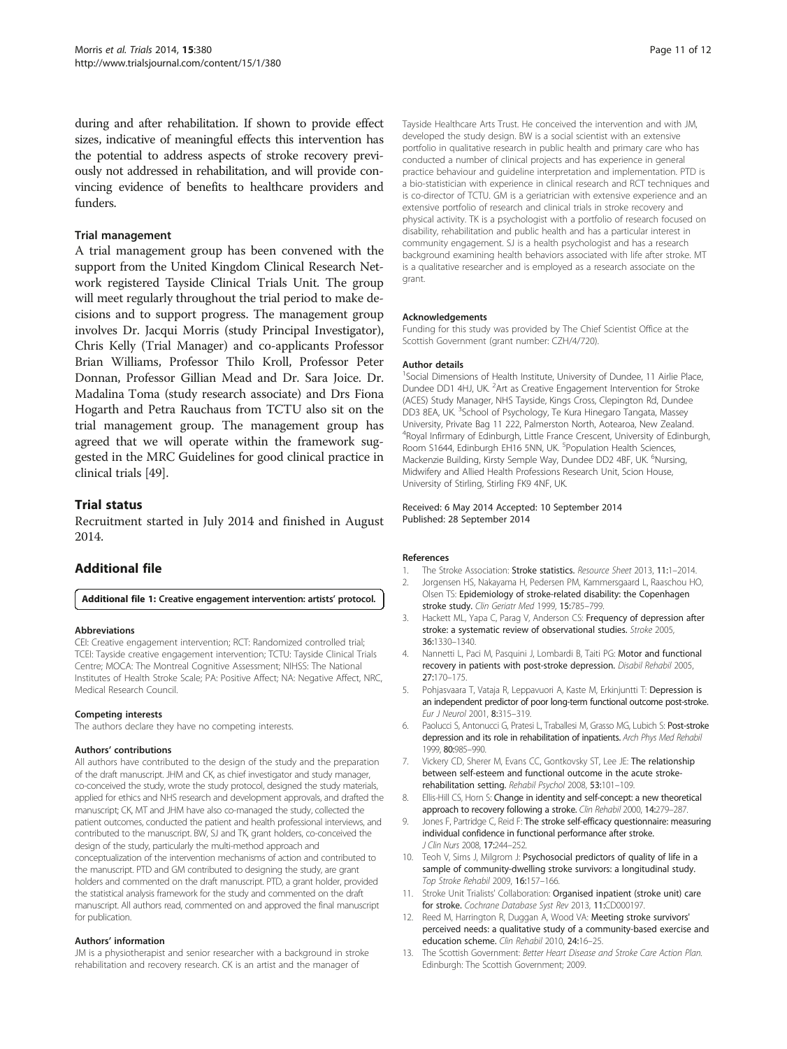during and after rehabilitation. If shown to provide effect sizes, indicative of meaningful effects this intervention has the potential to address aspects of stroke recovery previously not addressed in rehabilitation, and will provide convincing evidence of benefits to healthcare providers and funders.

### Trial management

A trial management group has been convened with the support from the United Kingdom Clinical Research Network registered Tayside Clinical Trials Unit. The group will meet regularly throughout the trial period to make decisions and to support progress. The management group involves Dr. Jacqui Morris (study Principal Investigator), Chris Kelly (Trial Manager) and co-applicants Professor Brian Williams, Professor Thilo Kroll, Professor Peter Donnan, Professor Gillian Mead and Dr. Sara Joice. Dr. Madalina Toma (study research associate) and Drs Fiona Hogarth and Petra Rauchaus from TCTU also sit on the trial management group. The management group has agreed that we will operate within the framework suggested in the MRC Guidelines for good clinical practice in clinical trials [49].

## Trial status

Recruitment started in July 2014 and finished in August 2014.

## Additional file

**Additional file 1: Creative engagement intervention: artists' protocol.**

#### Abbreviations

CEI: Creative engagement intervention; RCT: Randomized controlled trial; TCEI: Tayside creative engagement intervention; TCTU: Tayside Clinical Trials Centre; MOCA: The Montreal Cognitive Assessment; NIHSS: The National Institutes of Health Stroke Scale; PA: Positive Affect; NA: Negative Affect, NRC, Medical Research Council.

#### Competing interests

The authors declare they have no competing interests.

#### Authors' contributions

All authors have contributed to the design of the study and the preparation of the draft manuscript. JHM and CK, as chief investigator and study manager, co-conceived the study, wrote the study protocol, designed the study materials, applied for ethics and NHS research and development approvals, and drafted the manuscript; CK, MT and JHM have also co-managed the study, collected the patient outcomes, conducted the patient and health professional interviews, and contributed to the manuscript. BW, SJ and TK, grant holders, co-conceived the design of the study, particularly the multi-method approach and conceptualization of the intervention mechanisms of action and contributed to the manuscript. PTD and GM contributed to designing the study, are grant holders and commented on the draft manuscript. PTD, a grant holder, provided the statistical analysis framework for the study and commented on the draft manuscript. All authors read, commented on and approved the final manuscript for publication.

#### Authors' information

JM is a physiotherapist and senior researcher with a background in stroke rehabilitation and recovery research. CK is an artist and the manager of Tayside Healthcare Arts Trust. He conceived the intervention and with JM, developed the study design. BW is a social scientist with an extensive portfolio in qualitative research in public health and primary care who has conducted a number of clinical projects and has experience in general practice behaviour and guideline interpretation and implementation. PTD is a bio-statistician with experience in clinical research and RCT techniques and is co-director of TCTU. GM is a geriatrician with extensive experience and an extensive portfolio of research and clinical trials in stroke recovery and physical activity. TK is a psychologist with a portfolio of research focused on disability, rehabilitation and public health and has a particular interest in community engagement. SJ is a health psychologist and has a research background examining health behaviors associated with life after stroke. MT is a qualitative researcher and is employed as a research associate on the grant.

#### Acknowledgements

Funding for this study was provided by The Chief Scientist Office at the Scottish Government (grant number: CZH/4/720).

#### Author details

[1]Social Dimensions of Health Institute, University of Dundee, 11 Airlie Place, Dundee DD1 4HJ, UK. [2]Art as Creative Engagement Intervention for Stroke (ACES) Study Manager, NHS Tayside, Kings Cross, Clepington Rd, Dundee DD3 8EA, UK. [3]School of Psychology, Te Kura Hinegaro Tangata, Massey University, Private Bag 11 222, Palmerston North, Aotearoa, New Zealand. [4]Royal Infirmary of Edinburgh, Little France Crescent, University of Edinburgh, Room S1644, Edinburgh EH16 5NN, UK. [5]Population Health Sciences, Mackenzie Building, Kirsty Semple Way, Dundee DD2 4BF, UK. [6]Nursing, Midwifery and Allied Health Professions Research Unit, Scion House, University of Stirling, Stirling FK9 4NF, UK.

Received: 6 May 2014 Accepted: 10 September 2014
Published: 28 September 2014

#### References

1. The Stroke Association: **Stroke statistics.** *Resource Sheet* 2013, **11:**1–2014.
2. Jorgensen HS, Nakayama H, Pedersen PM, Kammersgaard L, Raaschou HO, Olsen TS: **Epidemiology of stroke-related disability: the Copenhagen stroke study.** *Clin Geriatr Med* 1999, **15:**785–799.
3. Hackett ML, Yapa C, Parag V, Anderson CS: **Frequency of depression after stroke: a systematic review of observational studies.** *Stroke* 2005, **36:**1330–1340.
4. Nannetti L, Paci M, Pasquini J, Lombardi B, Taiti PG: **Motor and functional recovery in patients with post-stroke depression.** *Disabil Rehabil* 2005, **27:**170–175.
5. Pohjasvaara T, Vataja R, Leppavuori A, Kaste M, Erkinjuntti T: **Depression is an independent predictor of poor long-term functional outcome post-stroke.** *Eur J Neurol* 2001, **8:**315–319.
6. Paolucci S, Antonucci G, Pratesi L, Traballesi M, Grasso MG, Lubich S: **Post-stroke depression and its role in rehabilitation of inpatients.** *Arch Phys Med Rehabil* 1999, **80:**985–990.
7. Vickery CD, Sherer M, Evans CC, Gontkovsky ST, Lee JE: **The relationship between self-esteem and functional outcome in the acute stroke-rehabilitation setting.** *Rehabil Psychol* 2008, **53:**101–109.
8. Ellis-Hill CS, Horn S: **Change in identity and self-concept: a new theoretical approach to recovery following a stroke.** *Clin Rehabil* 2000, **14:**279–287.
9. Jones F, Partridge C, Reid F: **The stroke self-efficacy questionnaire: measuring individual confidence in functional performance after stroke.** *J Clin Nurs* 2008, **17:**244–252.
10. Teoh V, Sims J, Milgrom J: **Psychosocial predictors of quality of life in a sample of community-dwelling stroke survivors: a longitudinal study.** *Top Stroke Rehabil* 2009, **16:**157–166.
11. Stroke Unit Trialists' Collaboration: **Organised inpatient (stroke unit) care for stroke.** *Cochrane Database Syst Rev* 2013, **11:**CD000197.
12. Reed M, Harrington R, Duggan A, Wood VA: **Meeting stroke survivors' perceived needs: a qualitative study of a community-based exercise and education scheme.** *Clin Rehabil* 2010, **24:**16–25.
13. The Scottish Government: *Better Heart Disease and Stroke Care Action Plan.* Edinburgh: The Scottish Government; 2009.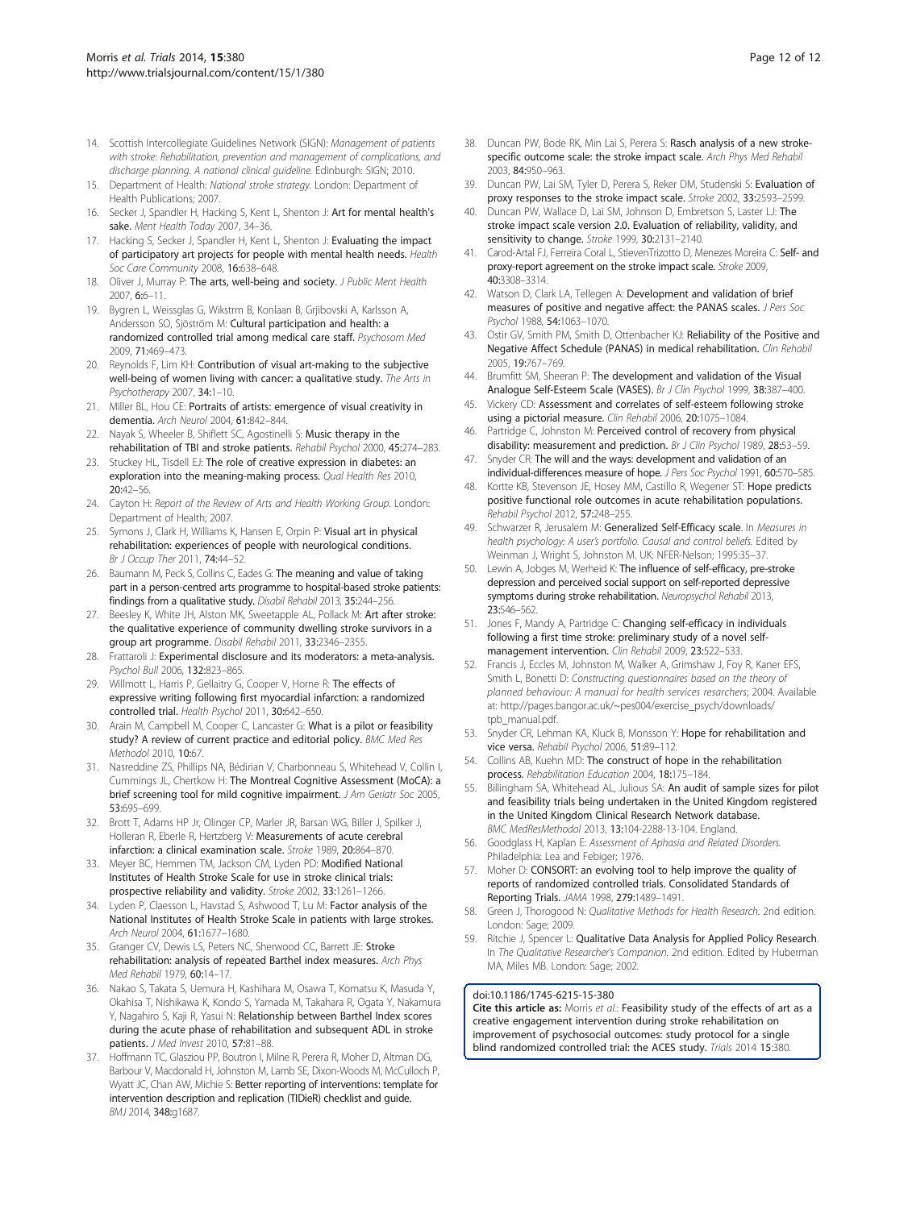14. Scottish Intercollegiate Guidelines Network (SIGN): *Management of patients with stroke: Rehabilitation, prevention and management of complications, and discharge planning. A national clinical guideline.* Edinburgh: SIGN; 2010.
15. Department of Health: *National stroke strategy.* London: Department of Health Publications; 2007.
16. Secker J, Spandler H, Hacking S, Kent L, Shenton J: **Art for mental health's sake.** *Ment Health Today* 2007, 34–36.
17. Hacking S, Secker J, Spandler H, Kent L, Shenton J: **Evaluating the impact of participatory art projects for people with mental health needs.** *Health Soc Care Community* 2008, **16:**638–648.
18. Oliver J, Murray P: **The arts, well-being and society.** *J Public Ment Health* 2007, **6:**6–11.
19. Bygren L, Weissglas G, Wikstrm B, Konlaan B, Grjibovski A, Karlsson A, Andersson SO, Sjöström M: **Cultural participation and health: a randomized controlled trial among medical care staff.** *Psychosom Med* 2009, **71:**469–473.
20. Reynolds F, Lim KH: **Contribution of visual art-making to the subjective well-being of women living with cancer: a qualitative study.** *The Arts in Psychotherapy* 2007, **34:**1–10.
21. Miller BL, Hou CE: **Portraits of artists: emergence of visual creativity in dementia.** *Arch Neurol* 2004, **61:**842–844.
22. Nayak S, Wheeler B, Shiflett SC, Agostinelli S: **Music therapy in the rehabilitation of TBI and stroke patients.** *Rehabil Psychol* 2000, **45:**274–283.
23. Stuckey HL, Tisdell EJ: **The role of creative expression in diabetes: an exploration into the meaning-making process.** *Qual Health Res* 2010, **20:**42–56.
24. Cayton H: *Report of the Review of Arts and Health Working Group.* London: Department of Health; 2007.
25. Symons J, Clark H, Williams K, Hansen E, Orpin P: **Visual art in physical rehabilitation: experiences of people with neurological conditions.** *Br J Occup Ther* 2011, **74:**44–52.
26. Baumann M, Peck S, Collins C, Eades G: **The meaning and value of taking part in a person-centred arts programme to hospital-based stroke patients: findings from a qualitative study.** *Disabil Rehabil* 2013, **35:**244–256.
27. Beesley K, White JH, Alston MK, Sweetapple AL, Pollack M: **Art after stroke: the qualitative experience of community dwelling stroke survivors in a group art programme.** *Disabil Rehabil* 2011, **33:**2346–2355.
28. Frattaroli J: **Experimental disclosure and its moderators: a meta-analysis.** *Psychol Bull* 2006, **132:**823–865.
29. Willmott L, Harris P, Gellaitry G, Cooper V, Horne R: **The effects of expressive writing following first myocardial infarction: a randomized controlled trial.** *Health Psychol* 2011, **30:**642–650.
30. Arain M, Campbell M, Cooper C, Lancaster G: **What is a pilot or feasibility study? A review of current practice and editorial policy.** *BMC Med Res Methodol* 2010, **10:**67.
31. Nasreddine ZS, Phillips NA, Bédirian V, Charbonneau S, Whitehead V, Collin I, Cummings JL, Chertkow H: **The Montreal Cognitive Assessment (MoCA): a brief screening tool for mild cognitive impairment.** *J Am Geriatr Soc* 2005, **53:**695–699.
32. Brott T, Adams HP Jr, Olinger CP, Marler JR, Barsan WG, Biller J, Spilker J, Holleran R, Eberle R, Hertzberg V: **Measurements of acute cerebral infarction: a clinical examination scale.** *Stroke* 1989, **20:**864–870.
33. Meyer BC, Hemmen TM, Jackson CM, Lyden PD: **Modified National Institutes of Health Stroke Scale for use in stroke clinical trials: prospective reliability and validity.** *Stroke* 2002, **33:**1261–1266.
34. Lyden P, Claesson L, Havstad S, Ashwood T, Lu M: **Factor analysis of the National Institutes of Health Stroke Scale in patients with large strokes.** *Arch Neurol* 2004, **61:**1677–1680.
35. Granger CV, Dewis LS, Peters NC, Sherwood CC, Barrett JE: **Stroke rehabilitation: analysis of repeated Barthel index measures.** *Arch Phys Med Rehabil* 1979, **60:**14–17.
36. Nakao S, Takata S, Uemura H, Kashihara M, Osawa T, Komatsu K, Masuda Y, Okahisa T, Nishikawa K, Kondo S, Yamada M, Takahara R, Ogata Y, Nakamura Y, Nagahiro S, Kaji R, Yasui N: **Relationship between Barthel Index scores during the acute phase of rehabilitation and subsequent ADL in stroke patients.** *J Med Invest* 2010, **57:**81–88.
37. Hoffmann TC, Glasziou PP, Boutron I, Milne R, Perera R, Moher D, Altman DG, Barbour V, Macdonald H, Johnston M, Lamb SE, Dixon-Woods M, McCulloch P, Wyatt JC, Chan AW, Michie S: **Better reporting of interventions: template for intervention description and replication (TIDieR) checklist and guide.** *BMJ* 2014, **348:**g1687.
38. Duncan PW, Bode RK, Min Lai S, Perera S: **Rasch analysis of a new stroke-specific outcome scale: the stroke impact scale.** *Arch Phys Med Rehabil* 2003, **84:**950–963.
39. Duncan PW, Lai SM, Tyler D, Perera S, Reker DM, Studenski S: **Evaluation of proxy responses to the stroke impact scale.** *Stroke* 2002, **33:**2593–2599.
40. Duncan PW, Wallace D, Lai SM, Johnson D, Embretson S, Laster LJ: **The stroke impact scale version 2.0. Evaluation of reliability, validity, and sensitivity to change.** *Stroke* 1999, **30:**2131–2140.
41. Carod-Artal FJ, Ferreira Coral L, StievenTrizotto D, Menezes Moreira C: **Self- and proxy-report agreement on the stroke impact scale.** *Stroke* 2009, **40:**3308–3314.
42. Watson D, Clark LA, Tellegen A: **Development and validation of brief measures of positive and negative affect: the PANAS scales.** *J Pers Soc Psychol* 1988, **54:**1063–1070.
43. Ostir GV, Smith PM, Smith D, Ottenbacher KJ: **Reliability of the Positive and Negative Affect Schedule (PANAS) in medical rehabilitation.** *Clin Rehabil* 2005, **19:**767–769.
44. Brumfitt SM, Sheeran P: **The development and validation of the Visual Analogue Self-Esteem Scale (VASES).** *Br J Clin Psychol* 1999, **38:**387–400.
45. Vickery CD: **Assessment and correlates of self-esteem following stroke using a pictorial measure.** *Clin Rehabil* 2006, **20:**1075–1084.
46. Partridge C, Johnston M: **Perceived control of recovery from physical disability: measurement and prediction.** *Br J Clin Psychol* 1989, **28:**53–59.
47. Snyder CR: **The will and the ways: development and validation of an individual-differences measure of hope.** *J Pers Soc Psychol* 1991, **60:**570–585.
48. Kortte KB, Stevenson JE, Hosey MM, Castillo R, Wegener ST: **Hope predicts positive functional role outcomes in acute rehabilitation populations.** *Rehabil Psychol* 2012, **57:**248–255.
49. Schwarzer R, Jerusalem M: **Generalized Self-Efficacy scale.** In *Measures in health psychology: A user's portfolio. Causal and control beliefs.* Edited by Weinman J, Wright S, Johnston M. UK: NFER-Nelson; 1995:35–37.
50. Lewin A, Jobges M, Werheid K: **The influence of self-efficacy, pre-stroke depression and perceived social support on self-reported depressive symptoms during stroke rehabilitation.** *Neuropsychol Rehabil* 2013, **23:**546–562.
51. Jones F, Mandy A, Partridge C: **Changing self-efficacy in individuals following a first time stroke: preliminary study of a novel self-management intervention.** *Clin Rehabil* 2009, **23:**522–533.
52. Francis J, Eccles M, Johnston M, Walker A, Grimshaw J, Foy R, Kaner EFS, Smith L, Bonetti D: *Constructing questionnaires based on the theory of planned behaviour: A manual for health services researchers*; 2004. Available at: http://pages.bangor.ac.uk/~pes004/exercise_psych/downloads/tpb_manual.pdf.
53. Snyder CR, Lehman KA, Kluck B, Monsson Y: **Hope for rehabilitation and vice versa.** *Rehabil Psychol* 2006, **51:**89–112.
54. Collins AB, Kuehn MD: **The construct of hope in the rehabilitation process.** *Rehabilitation Education* 2004, **18:**175–184.
55. Billingham SA, Whitehead AL, Julious SA: **An audit of sample sizes for pilot and feasibility trials being undertaken in the United Kingdom registered in the United Kingdom Clinical Research Network database.** *BMC MedResMethodol* 2013, **13:**104-2288-13-104. England.
56. Goodglass H, Kaplan E: *Assessment of Aphasia and Related Disorders.* Philadelphia: Lea and Febiger; 1976.
57. Moher D: **CONSORT: an evolving tool to help improve the quality of reports of randomized controlled trials. Consolidated Standards of Reporting Trials.** *JAMA* 1998, **279:**1489–1491.
58. Green J, Thorogood N: *Qualitative Methods for Health Research.* 2nd edition. London: Sage; 2009.
59. Ritchie J, Spencer L: **Qualitative Data Analysis for Applied Policy Research.** In *The Qualitative Researcher's Companion.* 2nd edition. Edited by Huberman MA, Miles MB. London: Sage; 2002.

doi:10.1186/1745-6215-15-380

**Cite this article as:** Morris *et al.*: Feasibility study of the effects of art as a creative engagement intervention during stroke rehabilitation on improvement of psychosocial outcomes: study protocol for a single blind randomized controlled trial: the ACES study. *Trials* 2014 **15**:380.